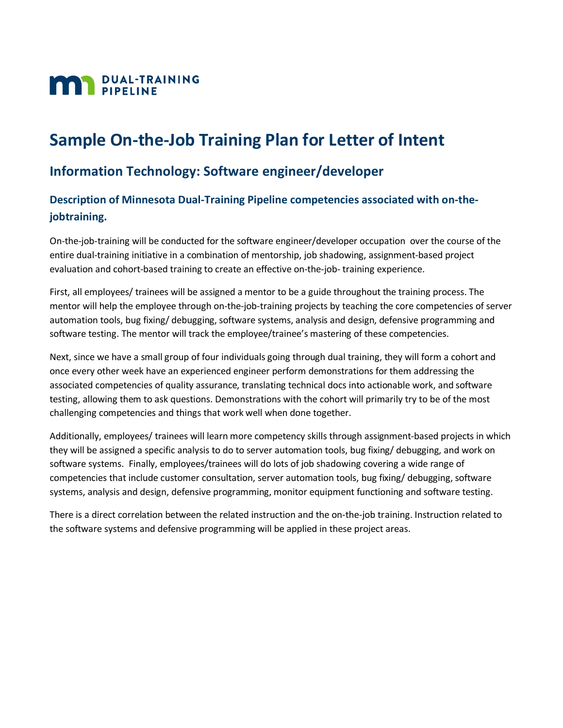DUAL-TRAINING PIPELINE

# Sample On-the-Job Training Plan for Letter of Intent

## Information Technology: Software engineer/developer

### Description of Minnesota Dual-Training Pipeline competencies associated with on-the-jobtraining.

On-the-job-training will be conducted for the software engineer/developer occupation over the course of the entire dual-training initiative in a combination of mentorship, job shadowing, assignment-based project evaluation and cohort-based training to create an effective on-the-job- training experience.

First, all employees/ trainees will be assigned a mentor to be a guide throughout the training process. The mentor will help the employee through on-the-job-training projects by teaching the core competencies of server automation tools, bug fixing/ debugging, software systems, analysis and design, defensive programming and software testing. The mentor will track the employee/trainee's mastering of these competencies.

Next, since we have a small group of four individuals going through dual training, they will form a cohort and once every other week have an experienced engineer perform demonstrations for them addressing the associated competencies of quality assurance, translating technical docs into actionable work, and software testing, allowing them to ask questions. Demonstrations with the cohort will primarily try to be of the most challenging competencies and things that work well when done together.

Additionally, employees/ trainees will learn more competency skills through assignment-based projects in which they will be assigned a specific analysis to do to server automation tools, bug fixing/ debugging, and work on software systems. Finally, employees/trainees will do lots of job shadowing covering a wide range of competencies that include customer consultation, server automation tools, bug fixing/ debugging, software systems, analysis and design, defensive programming, monitor equipment functioning and software testing.

There is a direct correlation between the related instruction and the on-the-job training. Instruction related to the software systems and defensive programming will be applied in these project areas.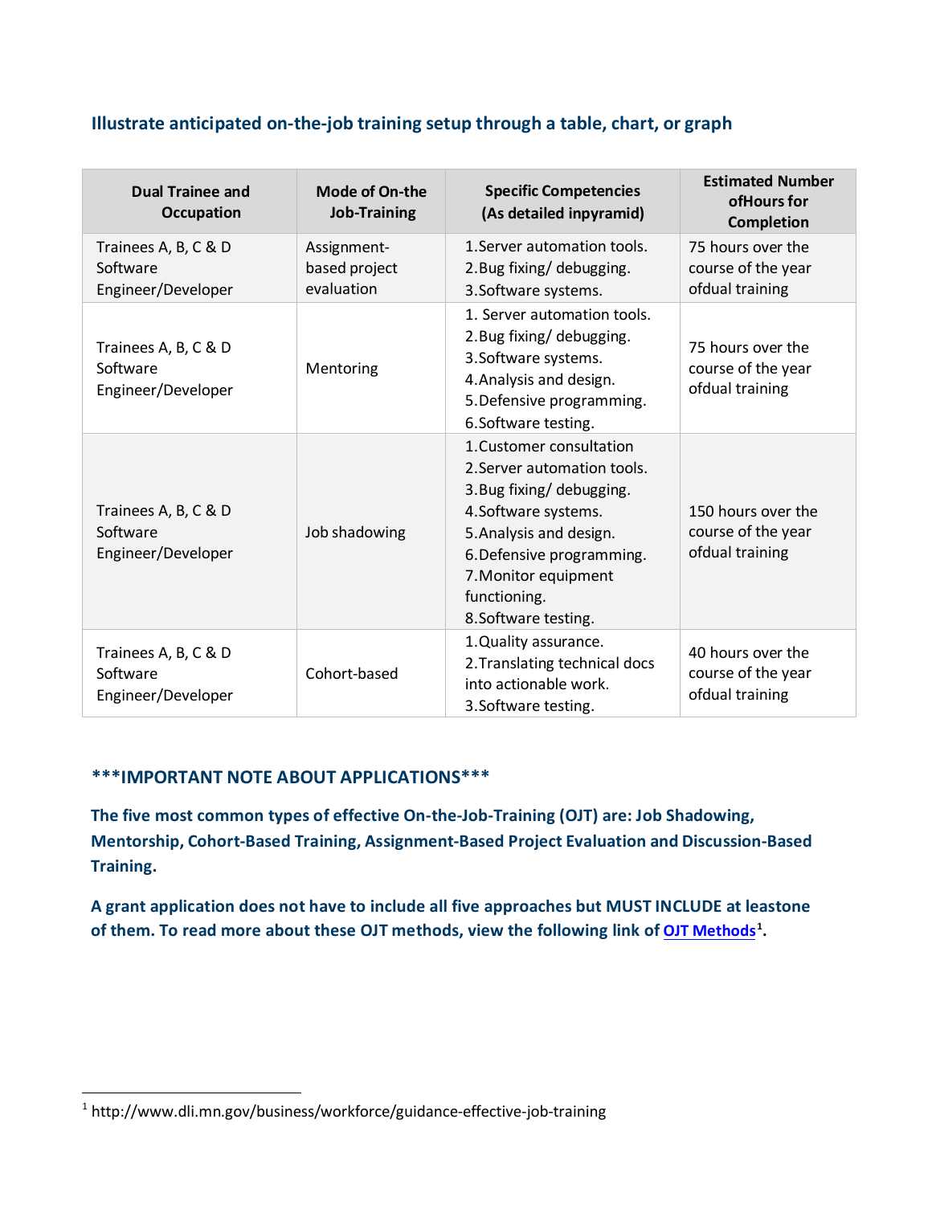### Illustrate anticipated on-the-job training setup through a table, chart, or graph

| Dual Trainee and Occupation | Mode of On-the Job-Training | Specific Competencies (As detailed inpyramid) | Estimated Number ofHours for Completion |
|---|---|---|---|
| Trainees A, B, C & D Software Engineer/Developer | Assignment-based project evaluation | 1.Server automation tools.<br>2.Bug fixing/ debugging.<br>3.Software systems. | 75 hours over the course of the year ofdual training |
| Trainees A, B, C & D Software Engineer/Developer | Mentoring | 1. Server automation tools.<br>2.Bug fixing/ debugging.<br>3.Software systems.<br>4.Analysis and design.<br>5.Defensive programming.<br>6.Software testing. | 75 hours over the course of the year ofdual training |
| Trainees A, B, C & D Software Engineer/Developer | Job shadowing | 1.Customer consultation<br>2.Server automation tools.<br>3.Bug fixing/ debugging.<br>4.Software systems.<br>5.Analysis and design.<br>6.Defensive programming.<br>7.Monitor equipment functioning.<br>8.Software testing. | 150 hours over the course of the year ofdual training |
| Trainees A, B, C & D Software Engineer/Developer | Cohort-based | 1.Quality assurance.<br>2.Translating technical docs into actionable work.<br>3.Software testing. | 40 hours over the course of the year ofdual training |

### ***IMPORTANT NOTE ABOUT APPLICATIONS***

**The five most common types of effective On-the-Job-Training (OJT) are: Job Shadowing, Mentorship, Cohort-Based Training, Assignment-Based Project Evaluation and Discussion-Based Training.**

**A grant application does not have to include all five approaches but MUST INCLUDE at leastone of them. To read more about these OJT methods, view the following link of OJT Methods[1].**

[1] http://www.dli.mn.gov/business/workforce/guidance-effective-job-training